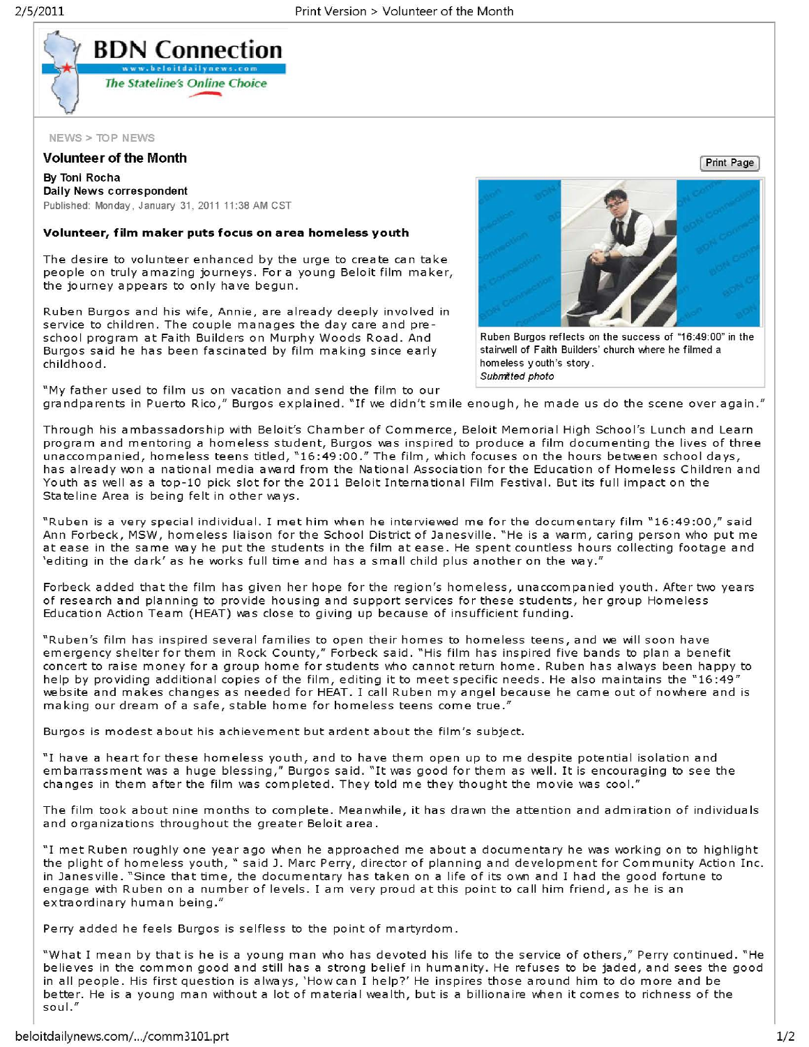NEWS > TOP NEWS

# Volunteer of the Month

**By Toni Rocha**
**Daily News correspondent**
Published: Monday, January 31, 2011 11:38 AM CST

**Volunteer, film maker puts focus on area homeless youth**

The desire to volunteer enhanced by the urge to create can take people on truly amazing journeys. For a young Beloit film maker, the journey appears to only have begun.

Ruben Burgos and his wife, Annie, are already deeply involved in service to children. The couple manages the day care and pre-school program at Faith Builders on Murphy Woods Road. And Burgos said he has been fascinated by film making since early childhood.

Ruben Burgos reflects on the success of "16:49:00" in the stairwell of Faith Builders' church where he filmed a homeless youth's story.
*Submitted photo*

"My father used to film us on vacation and send the film to our grandparents in Puerto Rico," Burgos explained. "If we didn't smile enough, he made us do the scene over again."

Through his ambassadorship with Beloit's Chamber of Commerce, Beloit Memorial High School's Lunch and Learn program and mentoring a homeless student, Burgos was inspired to produce a film documenting the lives of three unaccompanied, homeless teens titled, "16:49:00." The film, which focuses on the hours between school days, has already won a national media award from the National Association for the Education of Homeless Children and Youth as well as a top-10 pick slot for the 2011 Beloit International Film Festival. But its full impact on the Stateline Area is being felt in other ways.

"Ruben is a very special individual. I met him when he interviewed me for the documentary film "16:49:00," said Ann Forbeck, MSW, homeless liaison for the School District of Janesville. "He is a warm, caring person who put me at ease in the same way he put the students in the film at ease. He spent countless hours collecting footage and 'editing in the dark' as he works full time and has a small child plus another on the way."

Forbeck added that the film has given her hope for the region's homeless, unaccompanied youth. After two years of research and planning to provide housing and support services for these students, her group Homeless Education Action Team (HEAT) was close to giving up because of insufficient funding.

"Ruben's film has inspired several families to open their homes to homeless teens, and we will soon have emergency shelter for them in Rock County," Forbeck said. "His film has inspired five bands to plan a benefit concert to raise money for a group home for students who cannot return home. Ruben has always been happy to help by providing additional copies of the film, editing it to meet specific needs. He also maintains the "16:49" website and makes changes as needed for HEAT. I call Ruben my angel because he came out of nowhere and is making our dream of a safe, stable home for homeless teens come true."

Burgos is modest about his achievement but ardent about the film's subject.

"I have a heart for these homeless youth, and to have them open up to me despite potential isolation and embarrassment was a huge blessing," Burgos said. "It was good for them as well. It is encouraging to see the changes in them after the film was completed. They told me they thought the movie was cool."

The film took about nine months to complete. Meanwhile, it has drawn the attention and admiration of individuals and organizations throughout the greater Beloit area.

"I met Ruben roughly one year ago when he approached me about a documentary he was working on to highlight the plight of homeless youth, " said J. Marc Perry, director of planning and development for Community Action Inc. in Janesville. "Since that time, the documentary has taken on a life of its own and I had the good fortune to engage with Ruben on a number of levels. I am very proud at this point to call him friend, as he is an extraordinary human being."

Perry added he feels Burgos is selfless to the point of martyrdom.

"What I mean by that is he is a young man who has devoted his life to the service of others," Perry continued. "He believes in the common good and still has a strong belief in humanity. He refuses to be jaded, and sees the good in all people. His first question is always, 'How can I help?' He inspires those around him to do more and be better. He is a young man without a lot of material wealth, but is a billionaire when it comes to richness of the soul."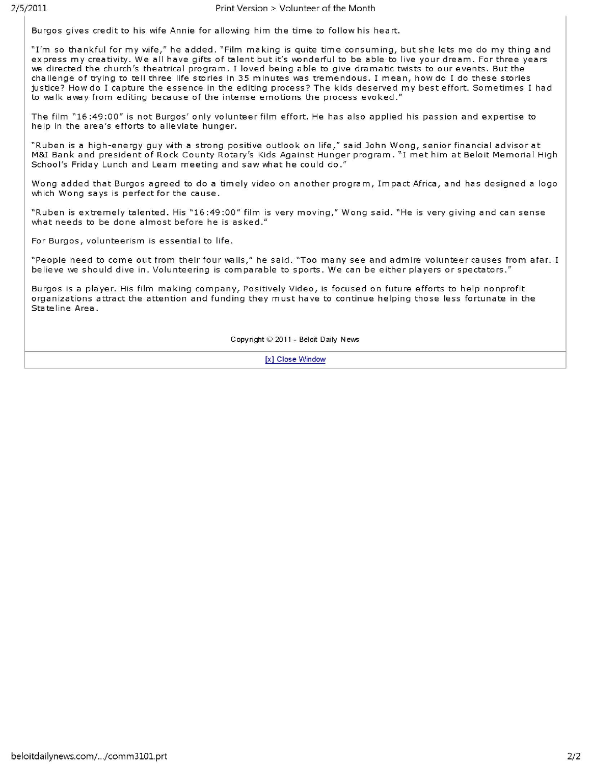Burgos gives credit to his wife Annie for allowing him the time to follow his heart.

"I'm so thankful for my wife," he added. "Film making is quite time consuming, but she lets me do my thing and express my creativity. We all have gifts of talent but it's wonderful to be able to live your dream. For three years we directed the church's theatrical program. I loved being able to give dramatic twists to our events. But the challenge of trying to tell three life stories in 35 minutes was tremendous. I mean, how do I do these stories justice? How do I capture the essence in the editing process? The kids deserved my best effort. Sometimes I had to walk away from editing because of the intense emotions the process evoked."

The film "16:49:00" is not Burgos' only volunteer film effort. He has also applied his passion and expertise to help in the area's efforts to alleviate hunger.

"Ruben is a high-energy guy with a strong positive outlook on life," said John Wong, senior financial advisor at M&I Bank and president of Rock County Rotary's Kids Against Hunger program. "I met him at Beloit Memorial High School's Friday Lunch and Learn meeting and saw what he could do."

Wong added that Burgos agreed to do a timely video on another program, Impact Africa, and has designed a logo which Wong says is perfect for the cause.

"Ruben is extremely talented. His "16:49:00" film is very moving," Wong said. "He is very giving and can sense what needs to be done almost before he is asked."

For Burgos, volunteerism is essential to life.

"People need to come out from their four walls," he said. "Too many see and admire volunteer causes from afar. I believe we should dive in. Volunteering is comparable to sports. We can be either players or spectators."

Burgos is a player. His film making company, Positively Video, is focused on future efforts to help nonprofit organizations attract the attention and funding they must have to continue helping those less fortunate in the Stateline Area.

Copyright © 2011 - Beloit Daily News

[x] Close Window